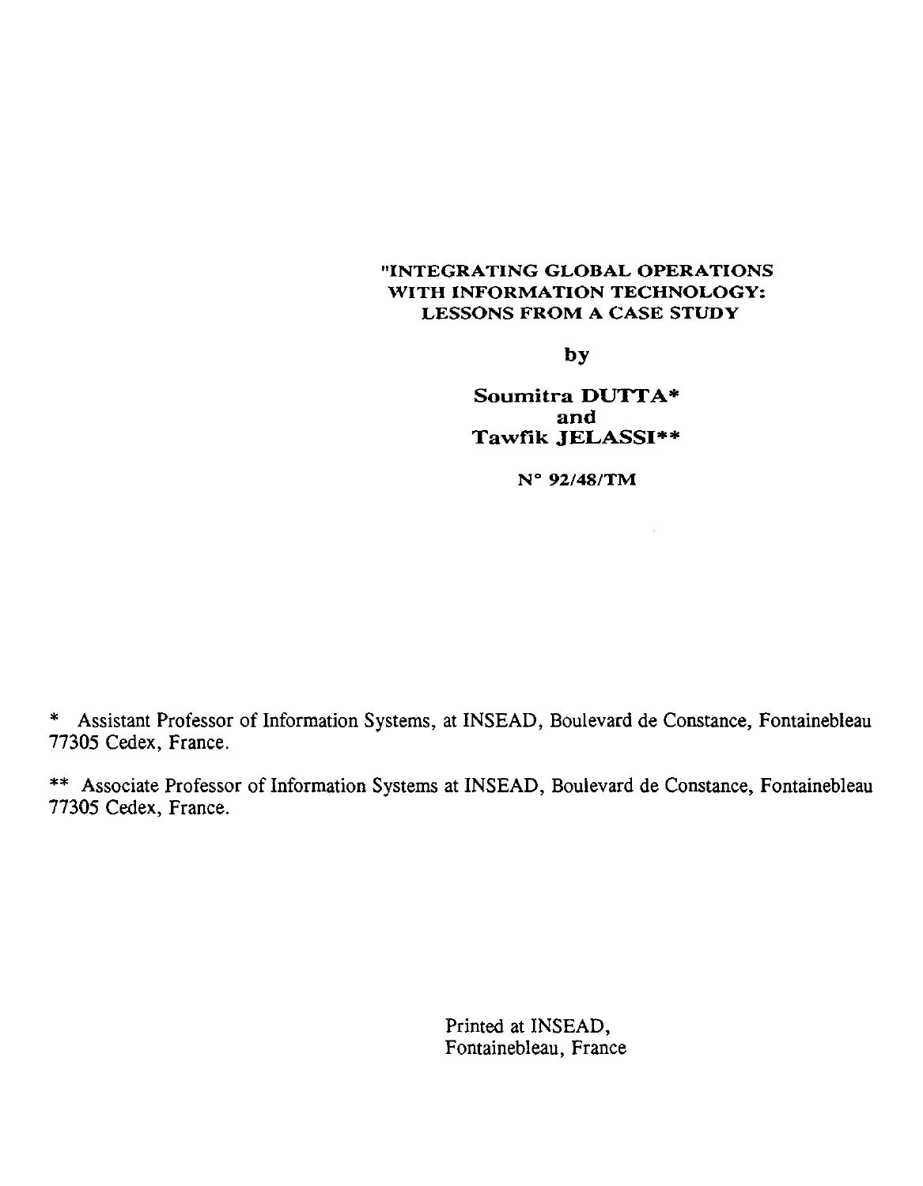# "INTEGRATING GLOBAL OPERATIONS WITH INFORMATION TECHNOLOGY: LESSONS FROM A CASE STUDY

by

**Soumitra DUTTA*** and **Tawfik JELASSI****

N° 92/48/TM

\* Assistant Professor of Information Systems, at INSEAD, Boulevard de Constance, Fontainebleau 77305 Cedex, France.

\*\* Associate Professor of Information Systems at INSEAD, Boulevard de Constance, Fontainebleau 77305 Cedex, France.

Printed at INSEAD,
Fontainebleau, France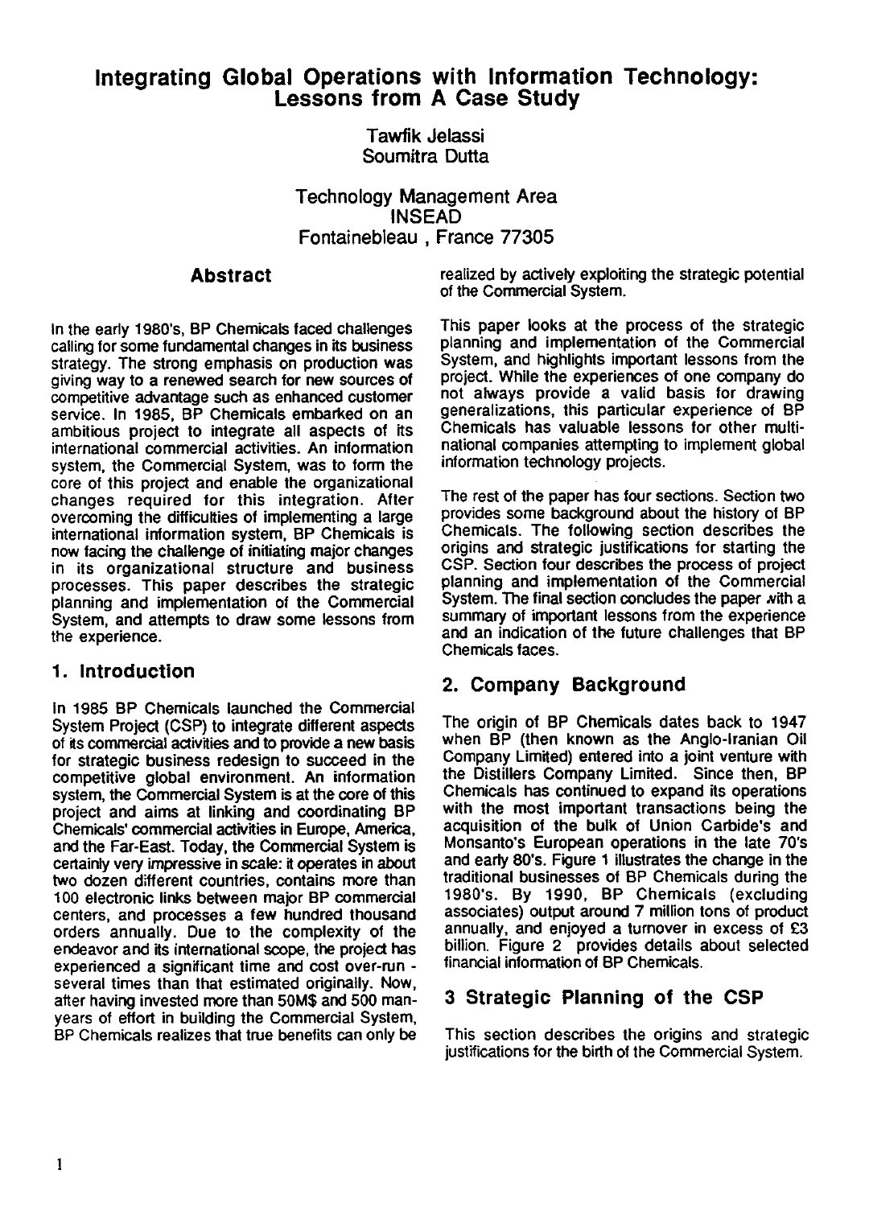# Integrating Global Operations with Information Technology: Lessons from A Case Study

Tawfik Jelassi
Soumitra Dutta

Technology Management Area
INSEAD
Fontainebleau , France 77305

## Abstract

In the early 1980's, BP Chemicals faced challenges calling for some fundamental changes in its business strategy. The strong emphasis on production was giving way to a renewed search for new sources of competitive advantage such as enhanced customer service. In 1985, BP Chemicals embarked on an ambitious project to integrate all aspects of its international commercial activities. An information system, the Commercial System, was to form the core of this project and enable the organizational changes required for this integration. After overcoming the difficulties of implementing a large international information system, BP Chemicals is now facing the challenge of initiating major changes in its organizational structure and business processes. This paper describes the strategic planning and implementation of the Commercial System, and attempts to draw some lessons from the experience.

## 1. Introduction

In 1985 BP Chemicals launched the Commercial System Project (CSP) to integrate different aspects of its commercial activities and to provide a new basis for strategic business redesign to succeed in the competitive global environment. An information system, the Commercial System is at the core of this project and aims at linking and coordinating BP Chemicals' commercial activities in Europe, America, and the Far-East. Today, the Commercial System is certainly very impressive in scale: it operates in about two dozen different countries, contains more than 100 electronic links between major BP commercial centers, and processes a few hundred thousand orders annually. Due to the complexity of the endeavor and its international scope, the project has experienced a significant time and cost over-run - several times than that estimated originally. Now, after having invested more than 50M$ and 500 man-years of effort in building the Commercial System, BP Chemicals realizes that true benefits can only be realized by actively exploiting the strategic potential of the Commercial System.

This paper looks at the process of the strategic planning and implementation of the Commercial System, and highlights important lessons from the project. While the experiences of one company do not always provide a valid basis for drawing generalizations, this particular experience of BP Chemicals has valuable lessons for other multi-national companies attempting to implement global information technology projects.

The rest of the paper has four sections. Section two provides some background about the history of BP Chemicals. The following section describes the origins and strategic justifications for starting the CSP. Section four describes the process of project planning and implementation of the Commercial System. The final section concludes the paper with a summary of important lessons from the experience and an indication of the future challenges that BP Chemicals faces.

## 2. Company Background

The origin of BP Chemicals dates back to 1947 when BP (then known as the Anglo-Iranian Oil Company Limited) entered into a joint venture with the Distillers Company Limited. Since then, BP Chemicals has continued to expand its operations with the most important transactions being the acquisition of the bulk of Union Carbide's and Monsanto's European operations in the late 70's and early 80's. Figure 1 illustrates the change in the traditional businesses of BP Chemicals during the 1980's. By 1990, BP Chemicals (excluding associates) output around 7 million tons of product annually, and enjoyed a turnover in excess of £3 billion. Figure 2 provides details about selected financial information of BP Chemicals.

## 3 Strategic Planning of the CSP

This section describes the origins and strategic justifications for the birth of the Commercial System.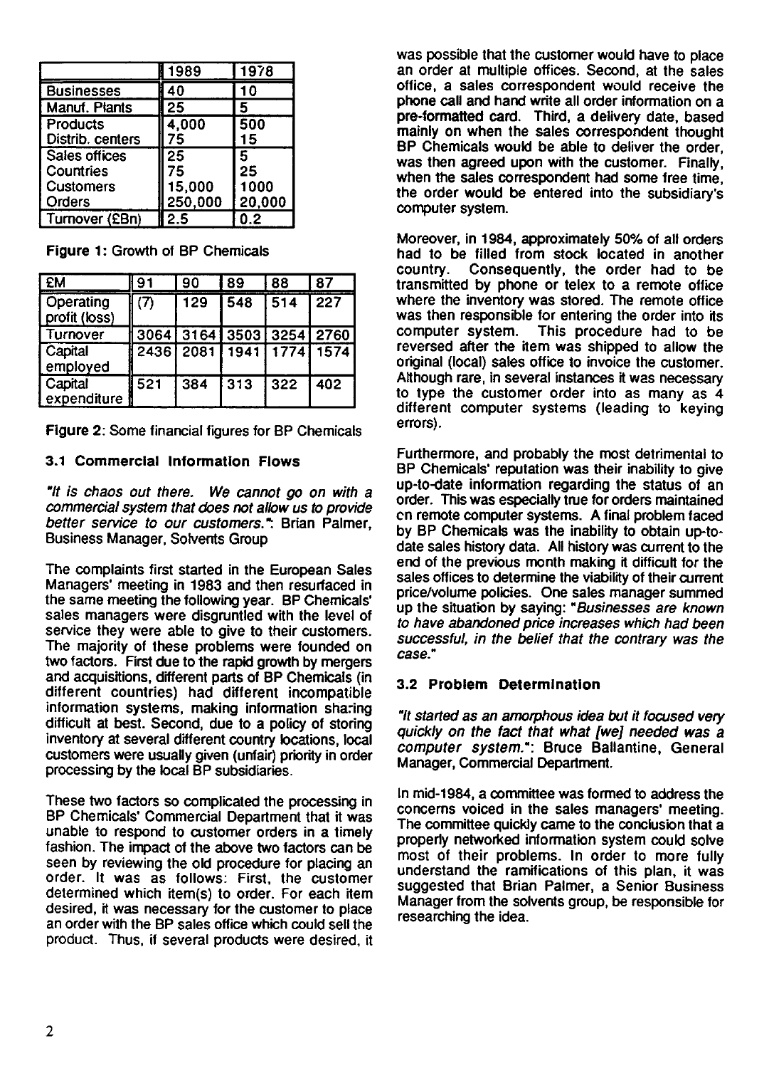| | 1989 | 1978 |
|---|---|---|
| Businesses | 40 | 10 |
| Manuf. Plants | 25 | 5 |
| Products | 4,000 | 500 |
| Distrib. centers | 75 | 15 |
| Sales offices | 25 | 5 |
| Countries | 75 | 25 |
| Customers | 15,000 | 1000 |
| Orders | 250,000 | 20,000 |
| Turnover (£Bn) | 2.5 | 0.2 |

**Figure 1**: Growth of BP Chemicals

| £M | 91 | 90 | 89 | 88 | 87 |
|---|---|---|---|---|---|
| Operating profit (loss) | (7) | 129 | 548 | 514 | 227 |
| Turnover | 3064 | 3164 | 3503 | 3254 | 2760 |
| Capital employed | 2436 | 2081 | 1941 | 1774 | 1574 |
| Capital expenditure | 521 | 384 | 313 | 322 | 402 |

**Figure 2**: Some financial figures for BP Chemicals

### 3.1 Commercial Information Flows

*"It is chaos out there. We cannot go on with a commercial system that does not allow us to provide better service to our customers."*: Brian Palmer, Business Manager, Solvents Group

The complaints first started in the European Sales Managers' meeting in 1983 and then resurfaced in the same meeting the following year. BP Chemicals' sales managers were disgruntled with the level of service they were able to give to their customers. The majority of these problems were founded on two factors. First due to the rapid growth by mergers and acquisitions, different parts of BP Chemicals (in different countries) had different incompatible information systems, making information sharing difficult at best. Second, due to a policy of storing inventory at several different country locations, local customers were usually given (unfair) priority in order processing by the local BP subsidiaries.

These two factors so complicated the processing in BP Chemicals' Commercial Department that it was unable to respond to customer orders in a timely fashion. The impact of the above two factors can be seen by reviewing the old procedure for placing an order. It was as follows: First, the customer determined which item(s) to order. For each item desired, it was necessary for the customer to place an order with the BP sales office which could sell the product. Thus, if several products were desired, it was possible that the customer would have to place an order at multiple offices. Second, at the sales office, a sales correspondent would receive the phone call and hand write all order information on a pre-formatted card. Third, a delivery date, based mainly on when the sales correspondent thought BP Chemicals would be able to deliver the order, was then agreed upon with the customer. Finally, when the sales correspondent had some free time, the order would be entered into the subsidiary's computer system.

Moreover, in 1984, approximately 50% of all orders had to be filled from stock located in another country. Consequently, the order had to be transmitted by phone or telex to a remote office where the inventory was stored. The remote office was then responsible for entering the order into its computer system. This procedure had to be reversed after the item was shipped to allow the original (local) sales office to invoice the customer. Although rare, in several instances it was necessary to type the customer order into as many as 4 different computer systems (leading to keying errors).

Furthermore, and probably the most detrimental to BP Chemicals' reputation was their inability to give up-to-date information regarding the status of an order. This was especially true for orders maintained on remote computer systems. A final problem faced by BP Chemicals was the inability to obtain up-to-date sales history data. All history was current to the end of the previous month making it difficult for the sales offices to determine the viability of their current price/volume policies. One sales manager summed up the situation by saying: *"Businesses are known to have abandoned price increases which had been successful, in the belief that the contrary was the case."*

### 3.2 Problem Determination

*"It started as an amorphous idea but it focused very quickly on the fact that what [we] needed was a computer system."*: Bruce Ballantine, General Manager, Commercial Department.

In mid-1984, a committee was formed to address the concerns voiced in the sales managers' meeting. The committee quickly came to the conclusion that a properly networked information system could solve most of their problems. In order to more fully understand the ramifications of this plan, it was suggested that Brian Palmer, a Senior Business Manager from the solvents group, be responsible for researching the idea.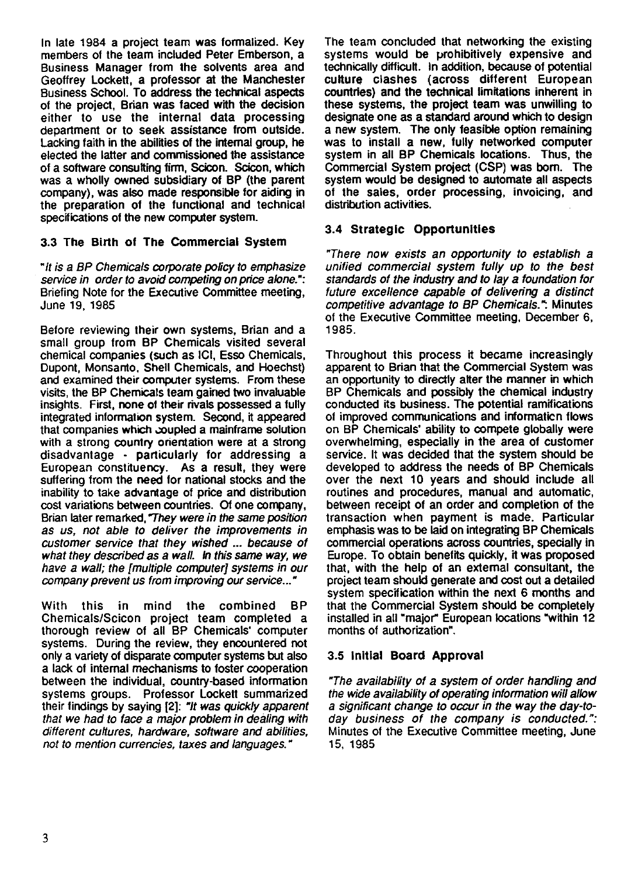In late 1984 a project team was formalized. Key members of the team included Peter Emberson, a Business Manager from the solvents area and Geoffrey Lockett, a professor at the Manchester Business School. To address the technical aspects of the project, Brian was faced with the decision either to use the internal data processing department or to seek assistance from outside. Lacking faith in the abilities of the internal group, he elected the latter and commissioned the assistance of a software consulting firm, Scicon. Scicon, which was a wholly owned subsidiary of BP (the parent company), was also made responsible for aiding in the preparation of the functional and technical specifications of the new computer system.

### 3.3 The Birth of The Commercial System

*"It is a BP Chemicals corporate policy to emphasize service in order to avoid competing on price alone."*: Briefing Note for the Executive Committee meeting, June 19, 1985

Before reviewing their own systems, Brian and a small group from BP Chemicals visited several chemical companies (such as ICI, Esso Chemicals, Dupont, Monsanto, Shell Chemicals, and Hoechst) and examined their computer systems. From these visits, the BP Chemicals team gained two invaluable insights. First, none of their rivals possessed a fully integrated information system. Second, it appeared that companies which coupled a mainframe solution with a strong country orientation were at a strong disadvantage - particularly for addressing a European constituency. As a result, they were suffering from the need for national stocks and the inability to take advantage of price and distribution cost variations between countries. Of one company, Brian later remarked, *"They were in the same position as us, not able to deliver the improvements in customer service that they wished ... because of what they described as a wall. In this same way, we have a wall; the [multiple computer] systems in our company prevent us from improving our service..."*

With this in mind the combined BP Chemicals/Scicon project team completed a thorough review of all BP Chemicals' computer systems. During the review, they encountered not only a variety of disparate computer systems but also a lack of internal mechanisms to foster cooperation between the individual, country-based information systems groups. Professor Lockett summarized their findings by saying [2]: *"It was quickly apparent that we had to face a major problem in dealing with different cultures, hardware, software and abilities, not to mention currencies, taxes and languages."*

The team concluded that networking the existing systems would be prohibitively expensive and technically difficult. In addition, because of potential culture clashes (across different European countries) and the technical limitations inherent in these systems, the project team was unwilling to designate one as a standard around which to design a new system. The only feasible option remaining was to install a new, fully networked computer system in all BP Chemicals locations. Thus, the Commercial System project (CSP) was born. The system would be designed to automate all aspects of the sales, order processing, invoicing, and distribution activities.

### 3.4 Strategic Opportunities

*"There now exists an opportunity to establish a unified commercial system fully up to the best standards of the industry and to lay a foundation for future excellence capable of delivering a distinct competitive advantage to BP Chemicals."*: Minutes of the Executive Committee meeting, December 6, 1985.

Throughout this process it became increasingly apparent to Brian that the Commercial System was an opportunity to directly alter the manner in which BP Chemicals and possibly the chemical industry conducted its business. The potential ramifications of improved communications and information flows on BP Chemicals' ability to compete globally were overwhelming, especially in the area of customer service. It was decided that the system should be developed to address the needs of BP Chemicals over the next 10 years and should include all routines and procedures, manual and automatic, between receipt of an order and completion of the transaction when payment is made. Particular emphasis was to be laid on integrating BP Chemicals commercial operations across countries, specially in Europe. To obtain benefits quickly, it was proposed that, with the help of an external consultant, the project team should generate and cost out a detailed system specification within the next 6 months and that the Commercial System should be completely installed in all "major" European locations "within 12 months of authorization".

### 3.5 Initial Board Approval

*"The availability of a system of order handling and the wide availability of operating information will allow a significant change to occur in the way the day-to-day business of the company is conducted."*: Minutes of the Executive Committee meeting, June 15, 1985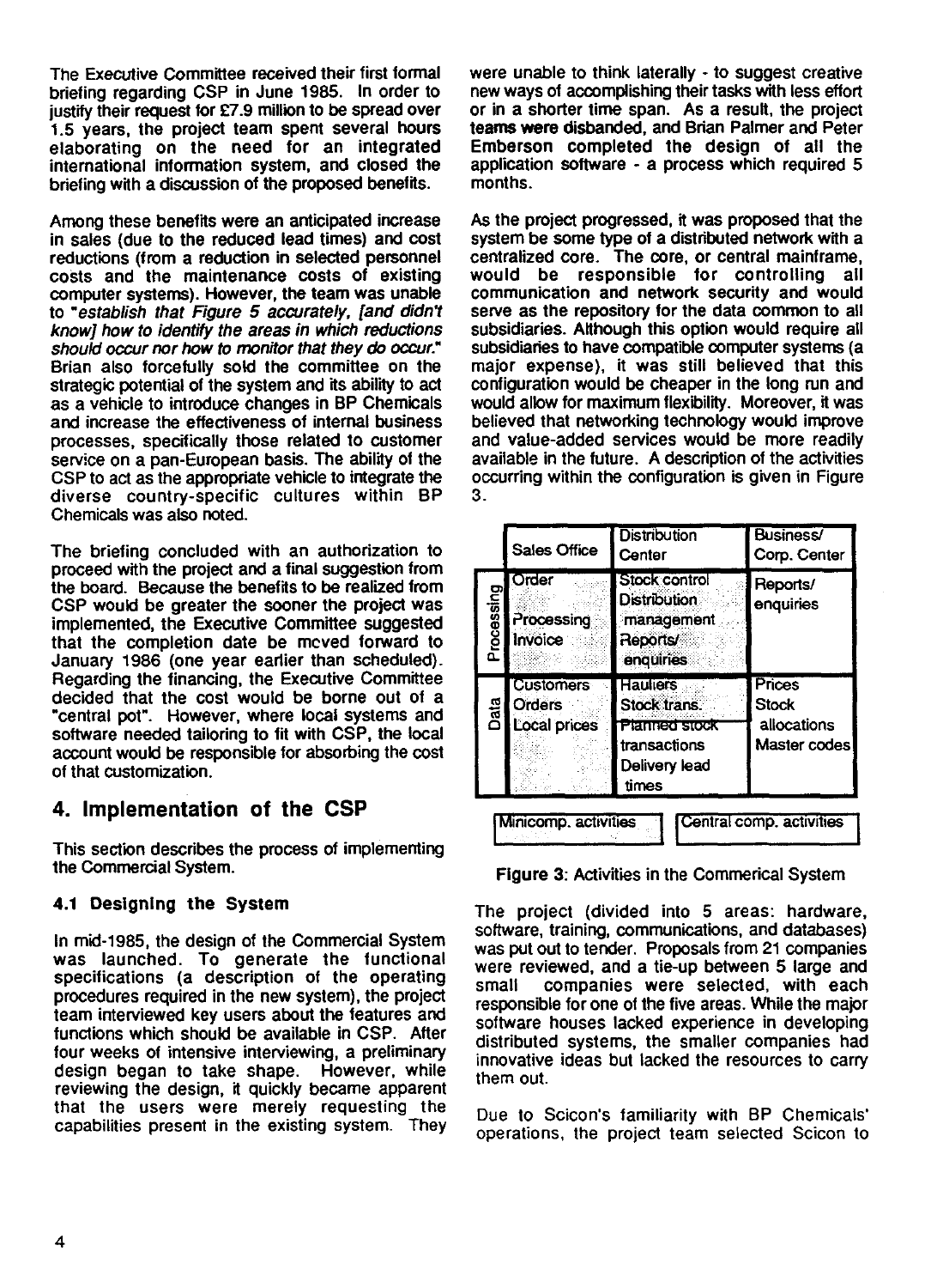The Executive Committee received their first formal briefing regarding CSP in June 1985. In order to justify their request for £7.9 million to be spread over 1.5 years, the project team spent several hours elaborating on the need for an integrated international information system, and closed the briefing with a discussion of the proposed benefits.

Among these benefits were an anticipated increase in sales (due to the reduced lead times) and cost reductions (from a reduction in selected personnel costs and the maintenance costs of existing computer systems). However, the team was unable to *"establish that Figure 5 accurately, [and didn't know] how to identify the areas in which reductions should occur nor how to monitor that they do occur."* Brian also forcefully sold the committee on the strategic potential of the system and its ability to act as a vehicle to introduce changes in BP Chemicals and increase the effectiveness of internal business processes, specifically those related to customer service on a pan-European basis. The ability of the CSP to act as the appropriate vehicle to integrate the diverse country-specific cultures within BP Chemicals was also noted.

The briefing concluded with an authorization to proceed with the project and a final suggestion from the board. Because the benefits to be realized from CSP would be greater the sooner the project was implemented, the Executive Committee suggested that the completion date be moved forward to January 1986 (one year earlier than scheduled). Regarding the financing, the Executive Committee decided that the cost would be borne out of a "central pot". However, where local systems and software needed tailoring to fit with CSP, the local account would be responsible for absorbing the cost of that customization.

## 4. Implementation of the CSP

This section describes the process of implementing the Commercial System.

### 4.1 Designing the System

In mid-1985, the design of the Commercial System was launched. To generate the functional specifications (a description of the operating procedures required in the new system), the project team interviewed key users about the features and functions which should be available in CSP. After four weeks of intensive interviewing, a preliminary design began to take shape. However, while reviewing the design, it quickly became apparent that the users were merely requesting the capabilities present in the existing system. They were unable to think laterally - to suggest creative new ways of accomplishing their tasks with less effort or in a shorter time span. As a result, the project teams were disbanded, and Brian Palmer and Peter Emberson completed the design of all the application software - a process which required 5 months.

As the project progressed, it was proposed that the system be some type of a distributed network with a centralized core. The core, or central mainframe, would be responsible for controlling all communication and network security and would serve as the repository for the data common to all subsidiaries. Although this option would require all subsidiaries to have compatible computer systems (a major expense), it was still believed that this configuration would be cheaper in the long run and would allow for maximum flexibility. Moreover, it was believed that networking technology would improve and value-added services would be more readily available in the future. A description of the activities occurring within the configuration is given in Figure 3.

| | Sales Office | Distribution Center | Business/ Corp. Center |
|---|---|---|---|
| Processing | Order Processing Invoice | Stock control Distribution management Reports/ enquiries | Reports/ enquiries |
| Data | Customers Orders Local prices | Hauliers Stock trans. Planned stock transactions Delivery lead times | Prices Stock allocations Master codes |

Minicomp. activities | Central comp. activities

**Figure 3**: Activities in the Commerical System

The project (divided into 5 areas: hardware, software, training, communications, and databases) was put out to tender. Proposals from 21 companies were reviewed, and a tie-up between 5 large and small companies were selected, with each responsible for one of the five areas. While the major software houses lacked experience in developing distributed systems, the smaller companies had innovative ideas but lacked the resources to carry them out.

Due to Scicon's familiarity with BP Chemicals' operations, the project team selected Scicon to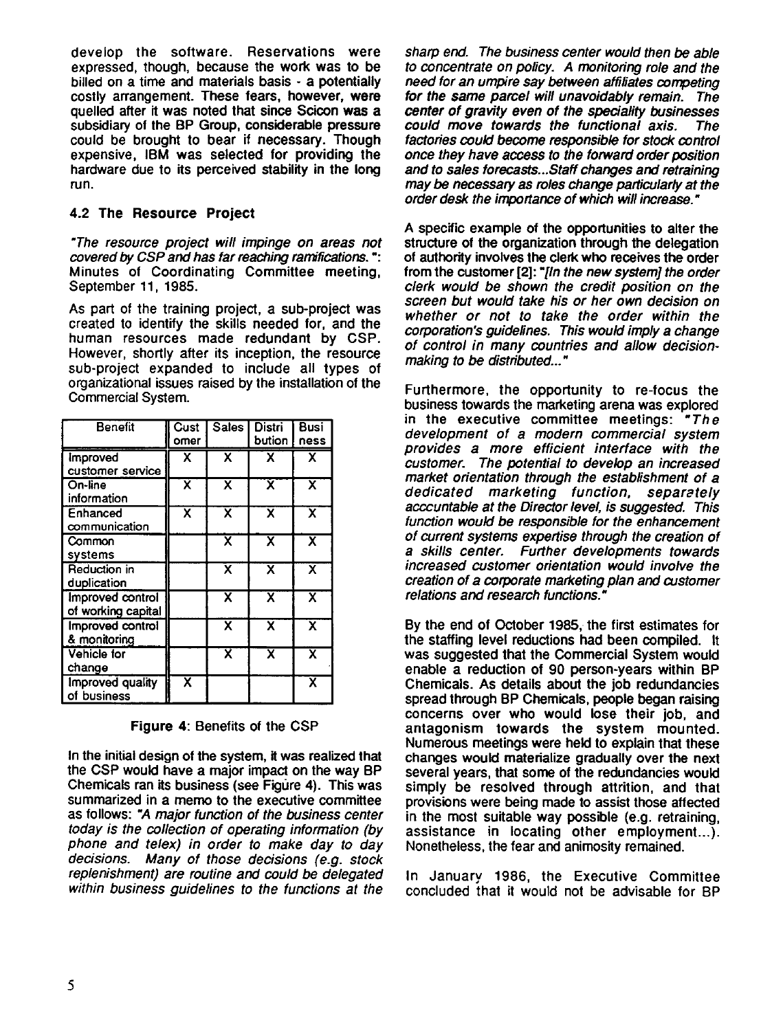develop the software. Reservations were expressed, though, because the work was to be billed on a time and materials basis - a potentially costly arrangement. These fears, however, were quelled after it was noted that since Scicon was a subsidiary of the BP Group, considerable pressure could be brought to bear if necessary. Though expensive, IBM was selected for providing the hardware due to its perceived stability in the long run.

### 4.2 The Resource Project

*"The resource project will impinge on areas not covered by CSP and has far reaching ramifications."*: Minutes of Coordinating Committee meeting, September 11, 1985.

As part of the training project, a sub-project was created to identify the skills needed for, and the human resources made redundant by CSP. However, shortly after its inception, the resource sub-project expanded to include all types of organizational issues raised by the installation of the Commercial System.

| Benefit | Customer | Sales | Distribution | Business |
|---|---|---|---|---|
| Improved customer service | X | X | X | X |
| On-line information | X | X | X | X |
| Enhanced communication | X | X | X | X |
| Common systems | | X | X | X |
| Reduction in duplication | | X | X | X |
| Improved control of working capital | | X | X | X |
| Improved control & monitoring | | X | X | X |
| Vehicle for change | | X | X | X |
| Improved quality of business | X | | | X |

**Figure 4**: Benefits of the CSP

In the initial design of the system, it was realized that the CSP would have a major impact on the way BP Chemicals ran its business (see Figure 4). This was summarized in a memo to the executive committee as follows: *"A major function of the business center today is the collection of operating information (by phone and telex) in order to make day to day decisions. Many of those decisions (e.g. stock replenishment) are routine and could be delegated within business guidelines to the functions at the sharp end. The business center would then be able to concentrate on policy. A monitoring role and the need for an umpire say between affiliates competing for the same parcel will unavoidably remain. The center of gravity even of the speciality businesses could move towards the functional axis. The factories could become responsible for stock control once they have access to the forward order position and to sales forecasts...Staff changes and retraining may be necessary as roles change particularly at the order desk the importance of which will increase."*

A specific example of the opportunities to alter the structure of the organization through the delegation of authority involves the clerk who receives the order from the customer [2]: *"[In the new system] the order clerk would be shown the credit position on the screen but would take his or her own decision on whether or not to take the order within the corporation's guidelines. This would imply a change of control in many countries and allow decision-making to be distributed..."*

Furthermore, the opportunity to re-focus the business towards the marketing arena was explored in the executive committee meetings: *"The development of a modern commercial system provides a more efficient interface with the customer. The potential to develop an increased market orientation through the establishment of a dedicated marketing function, separately acccountable at the Director level, is suggested. This function would be responsible for the enhancement of current systems expertise through the creation of a skills center. Further developments towards increased customer orientation would involve the creation of a corporate marketing plan and customer relations and research functions."*

By the end of October 1985, the first estimates for the staffing level reductions had been compiled. It was suggested that the Commercial System would enable a reduction of 90 person-years within BP Chemicals. As details about the job redundancies spread through BP Chemicals, people began raising concerns over who would lose their job, and antagonism towards the system mounted. Numerous meetings were held to explain that these changes would materialize gradually over the next several years, that some of the redundancies would simply be resolved through attrition, and that provisions were being made to assist those affected in the most suitable way possible (e.g. retraining, assistance in locating other employment...). Nonetheless, the fear and animosity remained.

In January 1986, the Executive Committee concluded that it would not be advisable for BP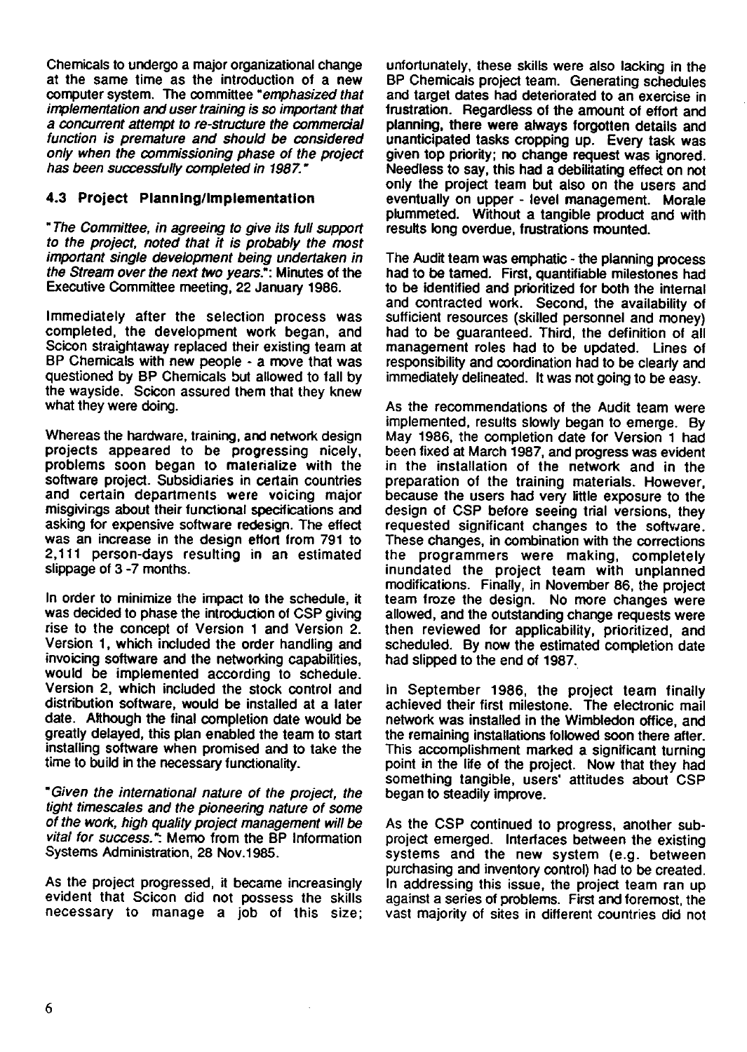Chemicals to undergo a major organizational change at the same time as the introduction of a new computer system. The committee "*emphasized that implementation and user training is so important that a concurrent attempt to re-structure the commercial function is premature and should be considered only when the commissioning phase of the project has been successfully completed in 1987.*"

### 4.3 Project Planning/Implementation

"*The Committee, in agreeing to give its full support to the project, noted that it is probably the most important single development being undertaken in the Stream over the next two years.*": Minutes of the Executive Committee meeting, 22 January 1986.

Immediately after the selection process was completed, the development work began, and Scicon straightaway replaced their existing team at BP Chemicals with new people - a move that was questioned by BP Chemicals but allowed to fall by the wayside. Scicon assured them that they knew what they were doing.

Whereas the hardware, training, and network design projects appeared to be progressing nicely, problems soon began to materialize with the software project. Subsidiaries in certain countries and certain departments were voicing major misgivings about their functional specifications and asking for expensive software redesign. The effect was an increase in the design effort from 791 to 2,111 person-days resulting in an estimated slippage of 3 -7 months.

In order to minimize the impact to the schedule, it was decided to phase the introduction of CSP giving rise to the concept of Version 1 and Version 2. Version 1, which included the order handling and invoicing software and the networking capabilities, would be implemented according to schedule. Version 2, which included the stock control and distribution software, would be installed at a later date. Although the final completion date would be greatly delayed, this plan enabled the team to start installing software when promised and to take the time to build in the necessary functionality.

"*Given the international nature of the project, the tight timescales and the pioneering nature of some of the work, high quality project management will be vital for success.*": Memo from the BP Information Systems Administration, 28 Nov.1985.

As the project progressed, it became increasingly evident that Scicon did not possess the skills necessary to manage a job of this size; unfortunately, these skills were also lacking in the BP Chemicals project team. Generating schedules and target dates had deteriorated to an exercise in frustration. Regardless of the amount of effort and planning, there were always forgotten details and unanticipated tasks cropping up. Every task was given top priority; no change request was ignored. Needless to say, this had a debilitating effect on not only the project team but also on the users and eventually on upper - level management. Morale plummeted. Without a tangible product and with results long overdue, frustrations mounted.

The Audit team was emphatic - the planning process had to be tamed. First, quantifiable milestones had to be identified and prioritized for both the internal and contracted work. Second, the availability of sufficient resources (skilled personnel and money) had to be guaranteed. Third, the definition of all management roles had to be updated. Lines of responsibility and coordination had to be clearly and immediately delineated. It was not going to be easy.

As the recommendations of the Audit team were implemented, results slowly began to emerge. By May 1986, the completion date for Version 1 had been fixed at March 1987, and progress was evident in the installation of the network and in the preparation of the training materials. However, because the users had very little exposure to the design of CSP before seeing trial versions, they requested significant changes to the software. These changes, in combination with the corrections the programmers were making, completely inundated the project team with unplanned modifications. Finally, in November 86, the project team froze the design. No more changes were allowed, and the outstanding change requests were then reviewed for applicability, prioritized, and scheduled. By now the estimated completion date had slipped to the end of 1987.

In September 1986, the project team finally achieved their first milestone. The electronic mail network was installed in the Wimbledon office, and the remaining installations followed soon there after. This accomplishment marked a significant turning point in the life of the project. Now that they had something tangible, users' attitudes about CSP began to steadily improve.

As the CSP continued to progress, another sub-project emerged. Interfaces between the existing systems and the new system (e.g. between purchasing and inventory control) had to be created. In addressing this issue, the project team ran up against a series of problems. First and foremost, the vast majority of sites in different countries did not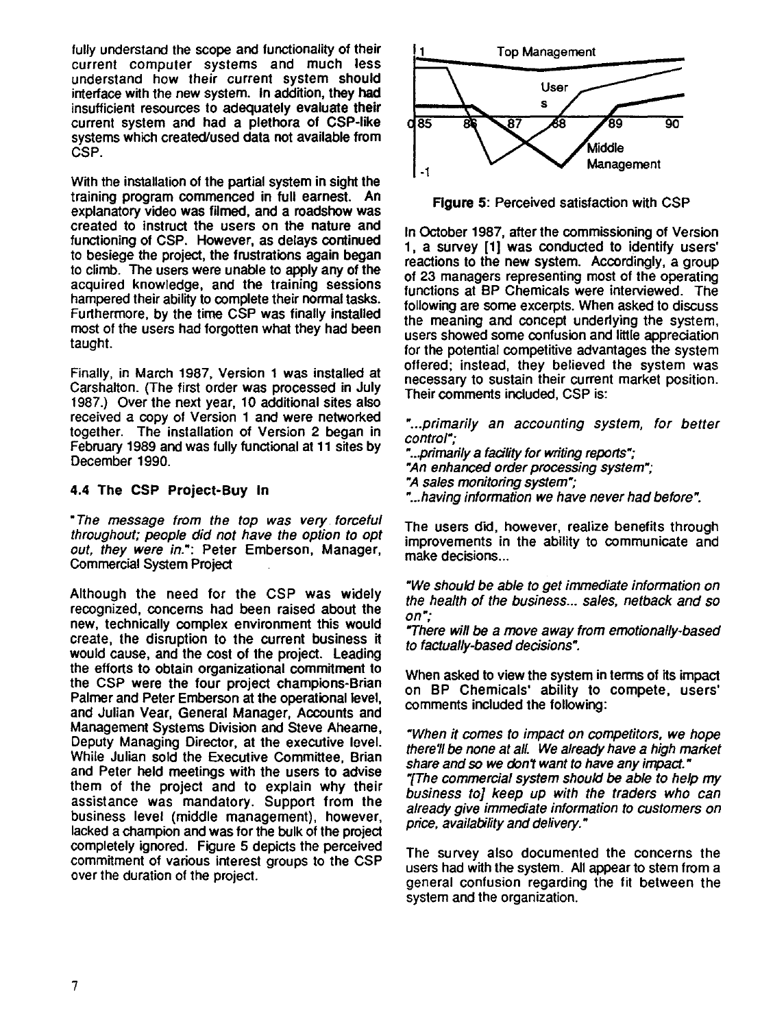fully understand the scope and functionality of their current computer systems and much less understand how their current system should interface with the new system. In addition, they had insufficient resources to adequately evaluate their current system and had a plethora of CSP-like systems which created/used data not available from CSP.

With the installation of the partial system in sight the training program commenced in full earnest. An explanatory video was filmed, and a roadshow was created to instruct the users on the nature and functioning of CSP. However, as delays continued to besiege the project, the frustrations again began to climb. The users were unable to apply any of the acquired knowledge, and the training sessions hampered their ability to complete their normal tasks. Furthermore, by the time CSP was finally installed most of the users had forgotten what they had been taught.

Finally, in March 1987, Version 1 was installed at Carshalton. (The first order was processed in July 1987.) Over the next year, 10 additional sites also received a copy of Version 1 and were networked together. The installation of Version 2 began in February 1989 and was fully functional at 11 sites by December 1990.

### 4.4 The CSP Project-Buy In

*"The message from the top was very forceful throughout; people did not have the option to opt out, they were in."*: Peter Emberson, Manager, Commercial System Project

Although the need for the CSP was widely recognized, concerns had been raised about the new, technically complex environment this would create, the disruption to the current business it would cause, and the cost of the project. Leading the efforts to obtain organizational commitment to the CSP were the four project champions-Brian Palmer and Peter Emberson at the operational level, and Julian Vear, General Manager, Accounts and Management Systems Division and Steve Ahearne, Deputy Managing Director, at the executive level. While Julian sold the Executive Committee, Brian and Peter held meetings with the users to advise them of the project and to explain why their assistance was mandatory. Support from the business level (middle management), however, lacked a champion and was for the bulk of the project completely ignored. Figure 5 depicts the perceived commitment of various interest groups to the CSP over the duration of the project.

**Figure 5**: Perceived satisfaction with CSP

In October 1987, after the commissioning of Version 1, a survey [1] was conducted to identify users' reactions to the new system. Accordingly, a group of 23 managers representing most of the operating functions at BP Chemicals were interviewed. The following are some excerpts. When asked to discuss the meaning and concept underlying the system, users showed some confusion and little appreciation for the potential competitive advantages the system offered; instead, they believed the system was necessary to sustain their current market position. Their comments included, CSP is:

*"...primarily an accounting system, for better control";*
*"...primarily a facility for writing reports";*
*"An enhanced order processing system";*
*"A sales monitoring system";*
*"...having information we have never had before".*

The users did, however, realize benefits through improvements in the ability to communicate and make decisions...

*"We should be able to get immediate information on the health of the business... sales, netback and so on";*
*"There will be a move away from emotionally-based to factually-based decisions".*

When asked to view the system in terms of its impact on BP Chemicals' ability to compete, users' comments included the following:

*"When it comes to impact on competitors, we hope there'll be none at all. We already have a high market share and so we don't want to have any impact."*
*"[The commercial system should be able to help my business to] keep up with the traders who can already give immediate information to customers on price, availability and delivery."*

The survey also documented the concerns the users had with the system. All appear to stem from a general confusion regarding the fit between the system and the organization.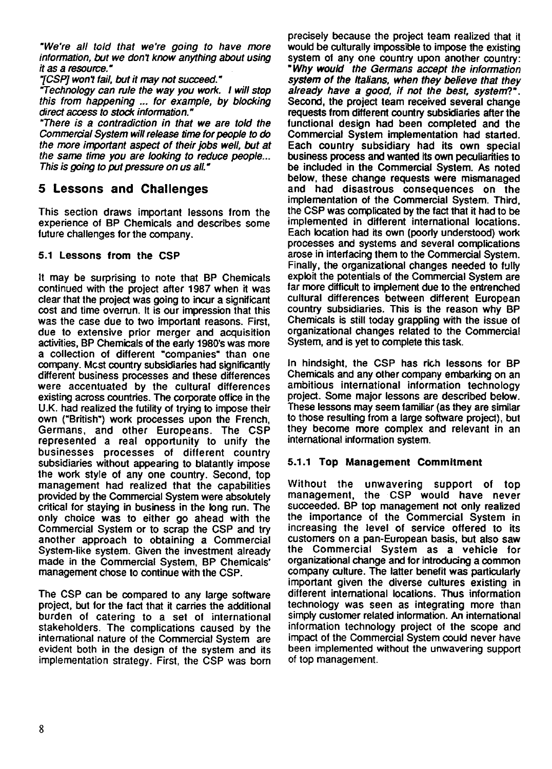*"We're all told that we're going to have more information, but we don't know anything about using it as a resource."*

*"[CSP] won't fail, but it may not succeed."*

*"Technology can rule the way you work. I will stop this from happening ... for example, by blocking direct access to stock information."*

*"There is a contradiction in that we are told the Commercial System will release time for people to do the more important aspect of their jobs well, but at the same time you are looking to reduce people... This is going to put pressure on us all."*

## 5 Lessons and Challenges

This section draws important lessons from the experience of BP Chemicals and describes some future challenges for the company.

### 5.1 Lessons from the CSP

It may be surprising to note that BP Chemicals continued with the project after 1987 when it was clear that the project was going to incur a significant cost and time overrun. It is our impression that this was the case due to two important reasons. First, due to extensive prior merger and acquisition activities, BP Chemicals of the early 1980's was more a collection of different "companies" than one company. Most country subsidiaries had significantly different business processes and these differences were accentuated by the cultural differences existing across countries. The corporate office in the U.K. had realized the futility of trying to impose their own ("British") work processes upon the French, Germans, and other Europeans. The CSP represented a real opportunity to unify the businesses processes of different country subsidiaries without appearing to blatantly impose the work style of any one country. Second, top management had realized that the capabilities provided by the Commercial System were absolutely critical for staying in business in the long run. The only choice was to either go ahead with the Commercial System or to scrap the CSP and try another approach to obtaining a Commercial System-like system. Given the investment already made in the Commercial System, BP Chemicals' management chose to continue with the CSP.

The CSP can be compared to any large software project, but for the fact that it carries the additional burden of catering to a set of international stakeholders. The complications caused by the international nature of the Commercial System are evident both in the design of the system and its implementation strategy. First, the CSP was born precisely because the project team realized that it would be culturally impossible to impose the existing system of any one country upon another country: ***"Why would the Germans accept the information system of the Italians, when they believe that they already have a good, if not the best, system?"***. Second, the project team received several change requests from different country subsidiaries after the functional design had been completed and the Commercial System implementation had started. Each country subsidiary had its own special business process and wanted its own peculiarities to be included in the Commercial System. As noted below, these change requests were mismanaged and had disastrous consequences on the implementation of the Commercial System. Third, the CSP was complicated by the fact that it had to be implemented in different international locations. Each location had its own (poorly understood) work processes and systems and several complications arose in interfacing them to the Commercial System. Finally, the organizational changes needed to fully exploit the potentials of the Commercial System are far more difficult to implement due to the entrenched cultural differences between different European country subsidiaries. This is the reason why BP Chemicals is still today grappling with the issue of organizational changes related to the Commercial System, and is yet to complete this task.

In hindsight, the CSP has rich lessons for BP Chemicals and any other company embarking on an ambitious international information technology project. Some major lessons are described below. These lessons may seem familiar (as they are similar to those resulting from a large software project), but they become more complex and relevant in an international information system.

#### 5.1.1 Top Management Commitment

Without the unwavering support of top management, the CSP would have never succeeded. BP top management not only realized the importance of the Commercial System in increasing the level of service offered to its customers on a pan-European basis, but also saw the Commercial System as a vehicle for organizational change and for introducing a common company culture. The latter benefit was particularly important given the diverse cultures existing in different international locations. Thus information technology was seen as integrating more than simply customer related information. An international information technology project of the scope and impact of the Commercial System could never have been implemented without the unwavering support of top management.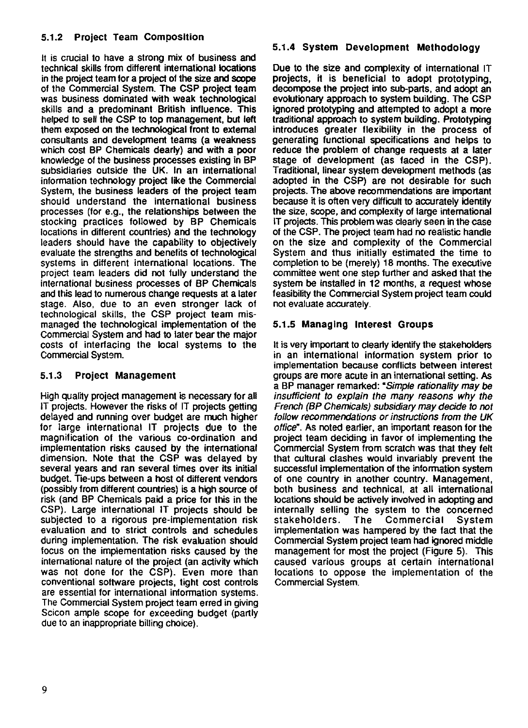### 5.1.2 Project Team Composition

It is crucial to have a strong mix of business and technical skills from different international locations in the project team for a project of the size and scope of the Commercial System. The CSP project team was business dominated with weak technological skills and a predominant British influence. This helped to sell the CSP to top management, but left them exposed on the technological front to external consultants and development teams (a weakness which cost BP Chemicals dearly) and with a poor knowledge of the business processes existing in BP subsidiaries outside the UK. In an international information technology project like the Commercial System, the business leaders of the project team should understand the international business processes (for e.g., the relationships between the stocking practices followed by BP Chemicals locations in different countries) and the technology leaders should have the capability to objectively evaluate the strengths and benefits of technological systems in different international locations. The project team leaders did not fully understand the international business processes of BP Chemicals and this lead to numerous change requests at a later stage. Also, due to an even stronger lack of technological skills, the CSP project team mismanaged the technological implementation of the Commercial System and had to later bear the major costs of interfacing the local systems to the Commercial System.

### 5.1.3 Project Management

High quality project management is necessary for all IT projects. However the risks of IT projects getting delayed and running over budget are much higher for large international IT projects due to the magnification of the various co-ordination and implementation risks caused by the international dimension. Note that the CSP was delayed by several years and ran several times over its initial budget. Tie-ups between a host of different vendors (possibly from different countries) is a high source of risk (and BP Chemicals paid a price for this in the CSP). Large international IT projects should be subjected to a rigorous pre-implementation risk evaluation and to strict controls and schedules during implementation. The risk evaluation should focus on the implementation risks caused by the international nature of the project (an activity which was not done for the CSP). Even more than conventional software projects, tight cost controls are essential for international information systems. The Commercial System project team erred in giving Scicon ample scope for exceeding budget (partly due to an inappropriate billing choice).

### 5.1.4 System Development Methodology

Due to the size and complexity of international IT projects, it is beneficial to adopt prototyping, decompose the project into sub-parts, and adopt an evolutionary approach to system building. The CSP ignored prototyping and attempted to adopt a more traditional approach to system building. Prototyping introduces greater flexibility in the process of generating functional specifications and helps to reduce the problem of change requests at a later stage of development (as faced in the CSP). Traditional, linear system development methods (as adopted in the CSP) are not desirable for such projects. The above recommendations are important because it is often very difficult to accurately identify the size, scope, and complexity of large international IT projects. This problem was clearly seen in the case of the CSP. The project team had no realistic handle on the size and complexity of the Commercial System and thus initially estimated the time to completion to be (merely) 18 months. The executive committee went one step further and asked that the system be installed in 12 months, a request whose feasibility the Commercial System project team could not evaluate accurately.

### 5.1.5 Managing Interest Groups

It is very important to clearly identify the stakeholders in an international information system prior to implementation because conflicts between interest groups are more acute in an international setting. As a BP manager remarked: "*Simple rationality may be insufficient to explain the many reasons why the French (BP Chemicals) subsidiary may decide to not follow recommendations or instructions from the UK office*". As noted earlier, an important reason for the project team deciding in favor of implementing the Commercial System from scratch was that they felt that cultural clashes would invariably prevent the successful implementation of the information system of one country in another country. Management, both business and technical, at all international locations should be actively involved in adopting and internally selling the system to the concerned stakeholders. The Commercial System implementation was hampered by the fact that the Commercial System project team had ignored middle management for most the project (Figure 5). This caused various groups at certain international locations to oppose the implementation of the Commercial System.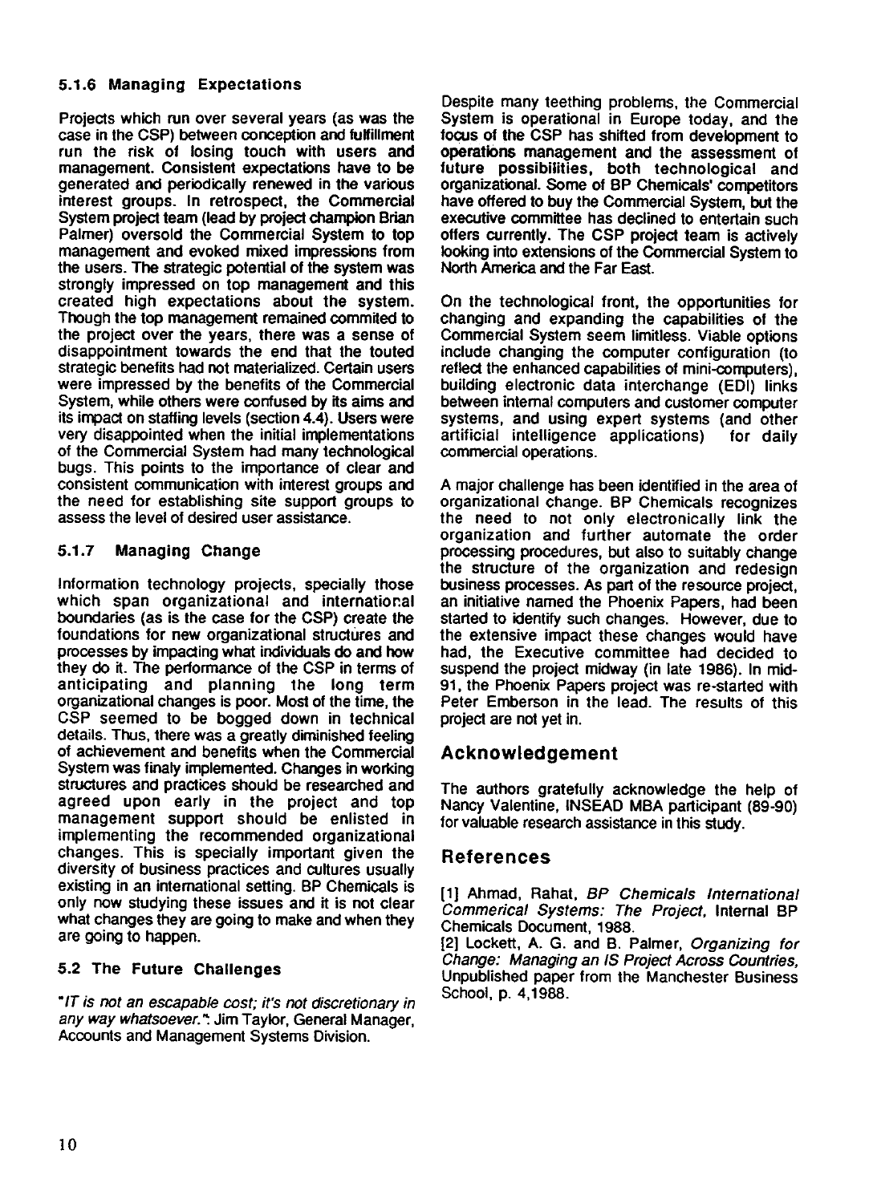### 5.1.6 Managing Expectations

Projects which run over several years (as was the case in the CSP) between conception and fulfillment run the risk of losing touch with users and management. Consistent expectations have to be generated and periodically renewed in the various interest groups. In retrospect, the Commercial System project team (lead by project champion Brian Palmer) oversold the Commercial System to top management and evoked mixed impressions from the users. The strategic potential of the system was strongly impressed on top management and this created high expectations about the system. Though the top management remained commited to the project over the years, there was a sense of disappointment towards the end that the touted strategic benefits had not materialized. Certain users were impressed by the benefits of the Commercial System, while others were confused by its aims and its impact on staffing levels (section 4.4). Users were very disappointed when the initial implementations of the Commercial System had many technological bugs. This points to the importance of clear and consistent communication with interest groups and the need for establishing site support groups to assess the level of desired user assistance.

### 5.1.7 Managing Change

Information technology projects, specially those which span organizational and international boundaries (as is the case for the CSP) create the foundations for new organizational structures and processes by impacting what individuals do and how they do it. The performance of the CSP in terms of anticipating and planning the long term organizational changes is poor. Most of the time, the CSP seemed to be bogged down in technical details. Thus, there was a greatly diminished feeling of achievement and benefits when the Commercial System was finaly implemented. Changes in working structures and practices should be researched and agreed upon early in the project and top management support should be enlisted in implementing the recommended organizational changes. This is specially important given the diversity of business practices and cultures usually existing in an international setting. BP Chemicals is only now studying these issues and it is not clear what changes they are going to make and when they are going to happen.

### 5.2 The Future Challenges

"*IT is not an escapable cost; it's not discretionary in any way whatsoever.*": Jim Taylor, General Manager, Accounts and Management Systems Division.

Despite many teething problems, the Commercial System is operational in Europe today, and the focus of the CSP has shifted from development to operations management and the assessment of future possibilities, both technological and organizational. Some of BP Chemicals' competitors have offered to buy the Commercial System, but the executive committee has declined to entertain such offers currently. The CSP project team is actively looking into extensions of the Commercial System to North America and the Far East.

On the technological front, the opportunities for changing and expanding the capabilities of the Commercial System seem limitless. Viable options include changing the computer configuration (to reflect the enhanced capabilities of mini-computers), building electronic data interchange (EDI) links between internal computers and customer computer systems, and using expert systems (and other artificial intelligence applications) for daily commercial operations.

A major challenge has been identified in the area of organizational change. BP Chemicals recognizes the need to not only electronically link the organization and further automate the order processing procedures, but also to suitably change the structure of the organization and redesign business processes. As part of the resource project, an initiative named the Phoenix Papers, had been started to identify such changes. However, due to the extensive impact these changes would have had, the Executive committee had decided to suspend the project midway (in late 1986). In mid-91, the Phoenix Papers project was re-started with Peter Emberson in the lead. The results of this project are not yet in.

## Acknowledgement

The authors gratefully acknowledge the help of Nancy Valentine, INSEAD MBA participant (89-90) for valuable research assistance in this study.

## References

[1] Ahmad, Rahat, *BP Chemicals International Commerical Systems: The Project*, Internal BP Chemicals Document, 1988.

[2] Lockett, A. G. and B. Palmer, *Organizing for Change: Managing an IS Project Across Countries*, Unpublished paper from the Manchester Business School, p. 4,1988.